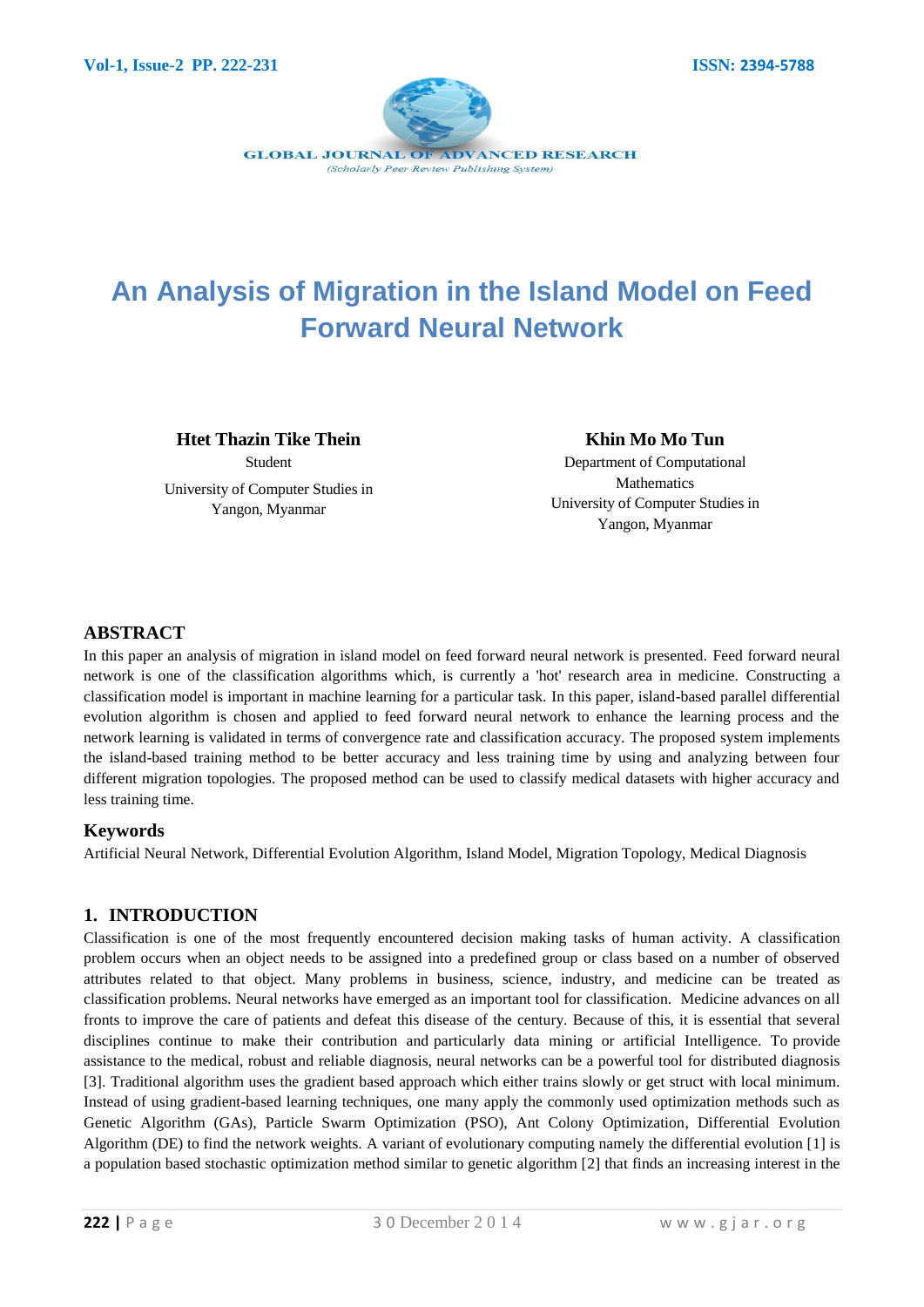# An Analysis of Migration in the Island Model on Feed Forward Neural Network

**Htet Thazin Tike Thein**
Student
University of Computer Studies in Yangon, Myanmar

**Khin Mo Mo Tun**
Department of Computational Mathematics
University of Computer Studies in Yangon, Myanmar

## ABSTRACT

In this paper an analysis of migration in island model on feed forward neural network is presented. Feed forward neural network is one of the classification algorithms which, is currently a 'hot' research area in medicine. Constructing a classification model is important in machine learning for a particular task. In this paper, island-based parallel differential evolution algorithm is chosen and applied to feed forward neural network to enhance the learning process and the network learning is validated in terms of convergence rate and classification accuracy. The proposed system implements the island-based training method to be better accuracy and less training time by using and analyzing between four different migration topologies. The proposed method can be used to classify medical datasets with higher accuracy and less training time.

### Keywords

Artificial Neural Network, Differential Evolution Algorithm, Island Model, Migration Topology, Medical Diagnosis

## 1. INTRODUCTION

Classification is one of the most frequently encountered decision making tasks of human activity. A classification problem occurs when an object needs to be assigned into a predefined group or class based on a number of observed attributes related to that object. Many problems in business, science, industry, and medicine can be treated as classification problems. Neural networks have emerged as an important tool for classification. Medicine advances on all fronts to improve the care of patients and defeat this disease of the century. Because of this, it is essential that several disciplines continue to make their contribution and particularly data mining or artificial Intelligence. To provide assistance to the medical, robust and reliable diagnosis, neural networks can be a powerful tool for distributed diagnosis [3]. Traditional algorithm uses the gradient based approach which either trains slowly or get struct with local minimum. Instead of using gradient-based learning techniques, one many apply the commonly used optimization methods such as Genetic Algorithm (GAs), Particle Swarm Optimization (PSO), Ant Colony Optimization, Differential Evolution Algorithm (DE) to find the network weights. A variant of evolutionary computing namely the differential evolution [1] is a population based stochastic optimization method similar to genetic algorithm [2] that finds an increasing interest in the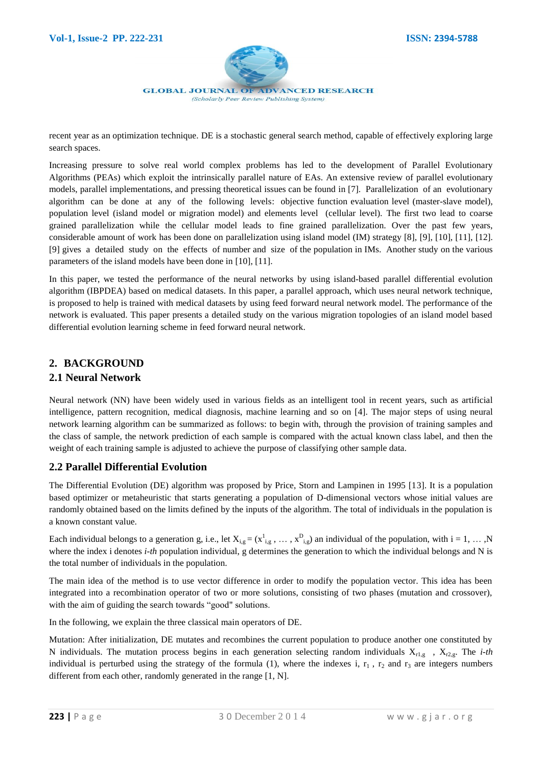recent year as an optimization technique. DE is a stochastic general search method, capable of effectively exploring large search spaces.

Increasing pressure to solve real world complex problems has led to the development of Parallel Evolutionary Algorithms (PEAs) which exploit the intrinsically parallel nature of EAs. An extensive review of parallel evolutionary models, parallel implementations, and pressing theoretical issues can be found in [7]. Parallelization of an evolutionary algorithm can be done at any of the following levels: objective function evaluation level (master-slave model), population level (island model or migration model) and elements level (cellular level). The first two lead to coarse grained parallelization while the cellular model leads to fine grained parallelization. Over the past few years, considerable amount of work has been done on parallelization using island model (IM) strategy [8], [9], [10], [11], [12]. [9] gives a detailed study on the effects of number and size of the population in IMs. Another study on the various parameters of the island models have been done in [10], [11].

In this paper, we tested the performance of the neural networks by using island-based parallel differential evolution algorithm (IBPDEA) based on medical datasets. In this paper, a parallel approach, which uses neural network technique, is proposed to help is trained with medical datasets by using feed forward neural network model. The performance of the network is evaluated. This paper presents a detailed study on the various migration topologies of an island model based differential evolution learning scheme in feed forward neural network.

## 2. BACKGROUND

### 2.1 Neural Network

Neural network (NN) have been widely used in various fields as an intelligent tool in recent years, such as artificial intelligence, pattern recognition, medical diagnosis, machine learning and so on [4]. The major steps of using neural network learning algorithm can be summarized as follows: to begin with, through the provision of training samples and the class of sample, the network prediction of each sample is compared with the actual known class label, and then the weight of each training sample is adjusted to achieve the purpose of classifying other sample data.

### 2.2 Parallel Differential Evolution

The Differential Evolution (DE) algorithm was proposed by Price, Storn and Lampinen in 1995 [13]. It is a population based optimizer or metaheuristic that starts generating a population of D-dimensional vectors whose initial values are randomly obtained based on the limits defined by the inputs of the algorithm. The total of individuals in the population is a known constant value.

Each individual belongs to a generation g, i.e., let $X_{i,g} = (x^1_{i,g}, \ldots, x^D_{i,g})$ an individual of the population, with $i = 1, \ldots, N$ where the index i denotes *i-th* population individual, g determines the generation to which the individual belongs and N is the total number of individuals in the population.

The main idea of the method is to use vector difference in order to modify the population vector. This idea has been integrated into a recombination operator of two or more solutions, consisting of two phases (mutation and crossover), with the aim of guiding the search towards "good" solutions.

In the following, we explain the three classical main operators of DE.

Mutation: After initialization, DE mutates and recombines the current population to produce another one constituted by N individuals. The mutation process begins in each generation selecting random individuals $X_{r1,g}$ , $X_{r2,g}$. The *i-th* individual is perturbed using the strategy of the formula (1), where the indexes i, $r_1$ , $r_2$ and $r_3$ are integers numbers different from each other, randomly generated in the range [1, N].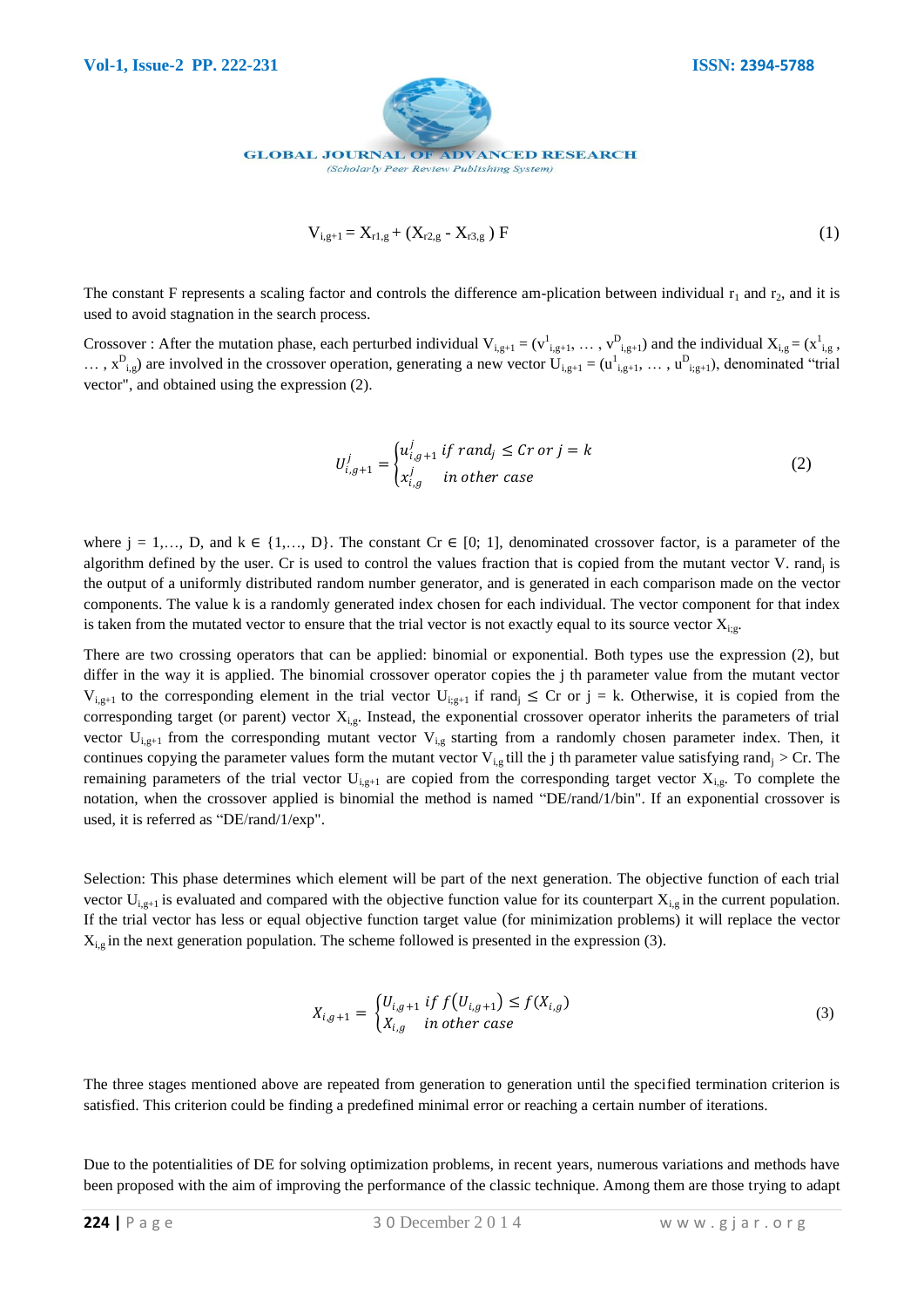$$V_{i,g+1} = X_{r1,g} + (X_{r2,g} - X_{r3,g})\, F \quad (1)$$

The constant F represents a scaling factor and controls the difference am-plication between individual $r_1$ and $r_2$, and it is used to avoid stagnation in the search process.

Crossover : After the mutation phase, each perturbed individual $V_{i,g+1} = (v^1_{i,g+1}, \dots, v^D_{i,g+1})$ and the individual $X_{i,g} = (x^1_{i,g}, \dots, x^D_{i,g})$ are involved in the crossover operation, generating a new vector $U_{i,g+1} = (u^1_{i,g+1}, \dots, u^D_{i;g+1})$, denominated "trial vector", and obtained using the expression (2).

$$U^j_{i,g+1} = \begin{cases} u^j_{i,g+1} & \text{if } rand_j \leq Cr \text{ or } j = k \\ x^j_{i,g} & \text{in other case} \end{cases} \quad (2)$$

where j = 1,…, D, and k ∈ {1,…, D}. The constant Cr ∈ [0; 1], denominated crossover factor, is a parameter of the algorithm defined by the user. Cr is used to control the values fraction that is copied from the mutant vector V. $rand_j$ is the output of a uniformly distributed random number generator, and is generated in each comparison made on the vector components. The value k is a randomly generated index chosen for each individual. The vector component for that index is taken from the mutated vector to ensure that the trial vector is not exactly equal to its source vector $X_{i;g}$.

There are two crossing operators that can be applied: binomial or exponential. Both types use the expression (2), but differ in the way it is applied. The binomial crossover operator copies the j th parameter value from the mutant vector $V_{i,g+1}$ to the corresponding element in the trial vector $U_{i;g+1}$ if $rand_j \leq$ Cr or j = k. Otherwise, it is copied from the corresponding target (or parent) vector $X_{i,g}$. Instead, the exponential crossover operator inherits the parameters of trial vector $U_{i,g+1}$ from the corresponding mutant vector $V_{i,g}$ starting from a randomly chosen parameter index. Then, it continues copying the parameter values form the mutant vector $V_{i,g}$ till the j th parameter value satisfying $rand_j >$ Cr. The remaining parameters of the trial vector $U_{i,g+1}$ are copied from the corresponding target vector $X_{i,g}$. To complete the notation, when the crossover applied is binomial the method is named "DE/rand/1/bin". If an exponential crossover is used, it is referred as "DE/rand/1/exp".

Selection: This phase determines which element will be part of the next generation. The objective function of each trial vector $U_{i,g+1}$ is evaluated and compared with the objective function value for its counterpart $X_{i,g}$ in the current population. If the trial vector has less or equal objective function target value (for minimization problems) it will replace the vector $X_{i,g}$ in the next generation population. The scheme followed is presented in the expression (3).

$$X_{i,g+1} = \begin{cases} U_{i,g+1} & \text{if } f(U_{i,g+1}) \leq f(X_{i,g}) \\ X_{i,g} & \text{in other case} \end{cases} \quad (3)$$

The three stages mentioned above are repeated from generation to generation until the specified termination criterion is satisfied. This criterion could be finding a predefined minimal error or reaching a certain number of iterations.

Due to the potentialities of DE for solving optimization problems, in recent years, numerous variations and methods have been proposed with the aim of improving the performance of the classic technique. Among them are those trying to adapt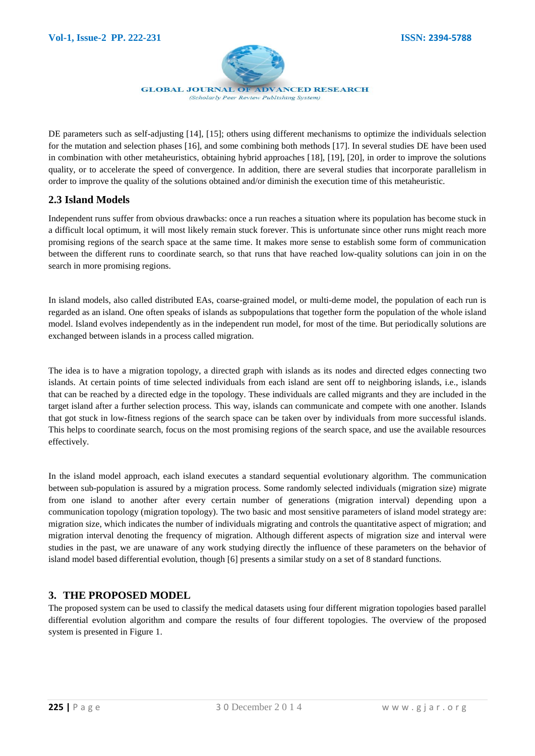DE parameters such as self-adjusting [14], [15]; others using different mechanisms to optimize the individuals selection for the mutation and selection phases [16], and some combining both methods [17]. In several studies DE have been used in combination with other metaheuristics, obtaining hybrid approaches [18], [19], [20], in order to improve the solutions quality, or to accelerate the speed of convergence. In addition, there are several studies that incorporate parallelism in order to improve the quality of the solutions obtained and/or diminish the execution time of this metaheuristic.

## 2.3 Island Models

Independent runs suffer from obvious drawbacks: once a run reaches a situation where its population has become stuck in a difficult local optimum, it will most likely remain stuck forever. This is unfortunate since other runs might reach more promising regions of the search space at the same time. It makes more sense to establish some form of communication between the different runs to coordinate search, so that runs that have reached low-quality solutions can join in on the search in more promising regions.

In island models, also called distributed EAs, coarse-grained model, or multi-deme model, the population of each run is regarded as an island. One often speaks of islands as subpopulations that together form the population of the whole island model. Island evolves independently as in the independent run model, for most of the time. But periodically solutions are exchanged between islands in a process called migration.

The idea is to have a migration topology, a directed graph with islands as its nodes and directed edges connecting two islands. At certain points of time selected individuals from each island are sent off to neighboring islands, i.e., islands that can be reached by a directed edge in the topology. These individuals are called migrants and they are included in the target island after a further selection process. This way, islands can communicate and compete with one another. Islands that got stuck in low-fitness regions of the search space can be taken over by individuals from more successful islands. This helps to coordinate search, focus on the most promising regions of the search space, and use the available resources effectively.

In the island model approach, each island executes a standard sequential evolutionary algorithm. The communication between sub-population is assured by a migration process. Some randomly selected individuals (migration size) migrate from one island to another after every certain number of generations (migration interval) depending upon a communication topology (migration topology). The two basic and most sensitive parameters of island model strategy are: migration size, which indicates the number of individuals migrating and controls the quantitative aspect of migration; and migration interval denoting the frequency of migration. Although different aspects of migration size and interval were studies in the past, we are unaware of any work studying directly the influence of these parameters on the behavior of island model based differential evolution, though [6] presents a similar study on a set of 8 standard functions.

# 3. THE PROPOSED MODEL

The proposed system can be used to classify the medical datasets using four different migration topologies based parallel differential evolution algorithm and compare the results of four different topologies. The overview of the proposed system is presented in Figure 1.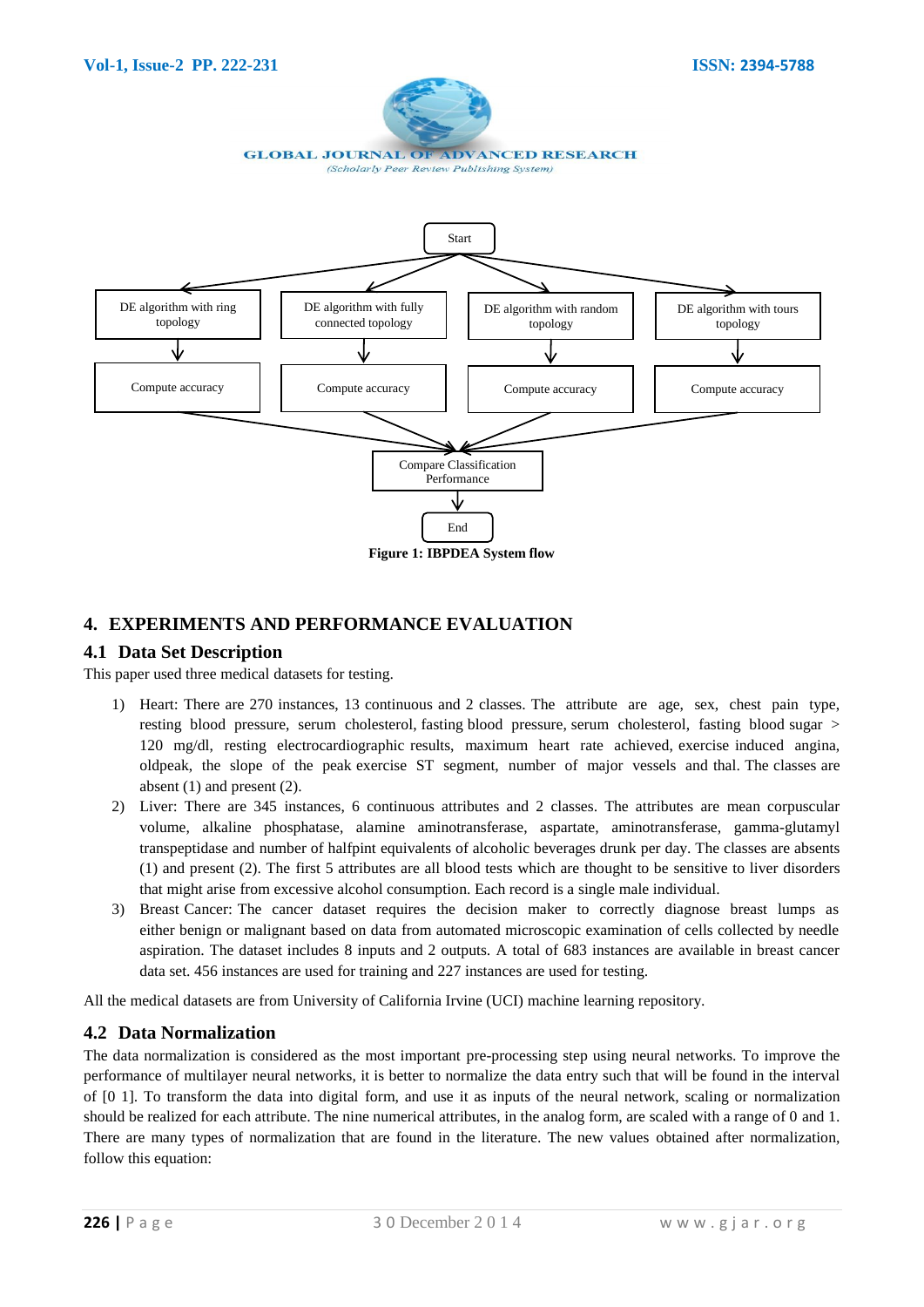Start

DE algorithm with ring topology

DE algorithm with fully connected topology

DE algorithm with random topology

DE algorithm with tours topology

Compute accuracy

Compute accuracy

Compute accuracy

Compute accuracy

Compare Classification Performance

End

**Figure 1: IBPDEA System flow**

## 4. EXPERIMENTS AND PERFORMANCE EVALUATION

### 4.1 Data Set Description

This paper used three medical datasets for testing.

1) Heart: There are 270 instances, 13 continuous and 2 classes. The attribute are age, sex, chest pain type, resting blood pressure, serum cholesterol, fasting blood pressure, serum cholesterol, fasting blood sugar > 120 mg/dl, resting electrocardiographic results, maximum heart rate achieved, exercise induced angina, oldpeak, the slope of the peak exercise ST segment, number of major vessels and thal. The classes are absent (1) and present (2).
2) Liver: There are 345 instances, 6 continuous attributes and 2 classes. The attributes are mean corpuscular volume, alkaline phosphatase, alamine aminotransferase, aspartate, aminotransferase, gamma-glutamyl transpeptidase and number of halfpint equivalents of alcoholic beverages drunk per day. The classes are absents (1) and present (2). The first 5 attributes are all blood tests which are thought to be sensitive to liver disorders that might arise from excessive alcohol consumption. Each record is a single male individual.
3) Breast Cancer: The cancer dataset requires the decision maker to correctly diagnose breast lumps as either benign or malignant based on data from automated microscopic examination of cells collected by needle aspiration. The dataset includes 8 inputs and 2 outputs. A total of 683 instances are available in breast cancer data set. 456 instances are used for training and 227 instances are used for testing.

All the medical datasets are from University of California Irvine (UCI) machine learning repository.

### 4.2 Data Normalization

The data normalization is considered as the most important pre-processing step using neural networks. To improve the performance of multilayer neural networks, it is better to normalize the data entry such that will be found in the interval of [0 1]. To transform the data into digital form, and use it as inputs of the neural network, scaling or normalization should be realized for each attribute. The nine numerical attributes, in the analog form, are scaled with a range of 0 and 1. There are many types of normalization that are found in the literature. The new values obtained after normalization, follow this equation: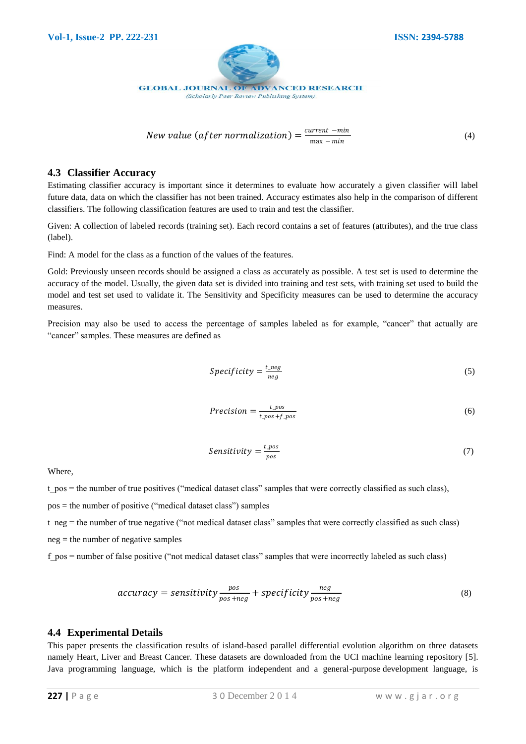$$New\ value\ (after\ normalization) = \frac{current\ - min}{\max\ - min} \tag{4}$$

## 4.3 Classifier Accuracy

Estimating classifier accuracy is important since it determines to evaluate how accurately a given classifier will label future data, data on which the classifier has not been trained. Accuracy estimates also help in the comparison of different classifiers. The following classification features are used to train and test the classifier.

Given: A collection of labeled records (training set). Each record contains a set of features (attributes), and the true class (label).

Find: A model for the class as a function of the values of the features.

Gold: Previously unseen records should be assigned a class as accurately as possible. A test set is used to determine the accuracy of the model. Usually, the given data set is divided into training and test sets, with training set used to build the model and test set used to validate it. The Sensitivity and Specificity measures can be used to determine the accuracy measures.

Precision may also be used to access the percentage of samples labeled as for example, "cancer" that actually are "cancer" samples. These measures are defined as

$$Specificity = \frac{t\_neg}{neg} \tag{5}$$

$$Precision = \frac{t\_pos}{t\_pos + f\_pos} \tag{6}$$

$$Sensitivity = \frac{t\_pos}{pos} \tag{7}$$

Where,

t_pos = the number of true positives ("medical dataset class" samples that were correctly classified as such class),

pos = the number of positive ("medical dataset class") samples

t_neg = the number of true negative ("not medical dataset class" samples that were correctly classified as such class)

neg = the number of negative samples

f_pos = number of false positive ("not medical dataset class" samples that were incorrectly labeled as such class)

$$accuracy = sensitivity \frac{pos}{pos + neg} + specificity \frac{neg}{pos + neg} \tag{8}$$

## 4.4 Experimental Details

This paper presents the classification results of island-based parallel differential evolution algorithm on three datasets namely Heart, Liver and Breast Cancer. These datasets are downloaded from the UCI machine learning repository [5]. Java programming language, which is the platform independent and a general-purpose development language, is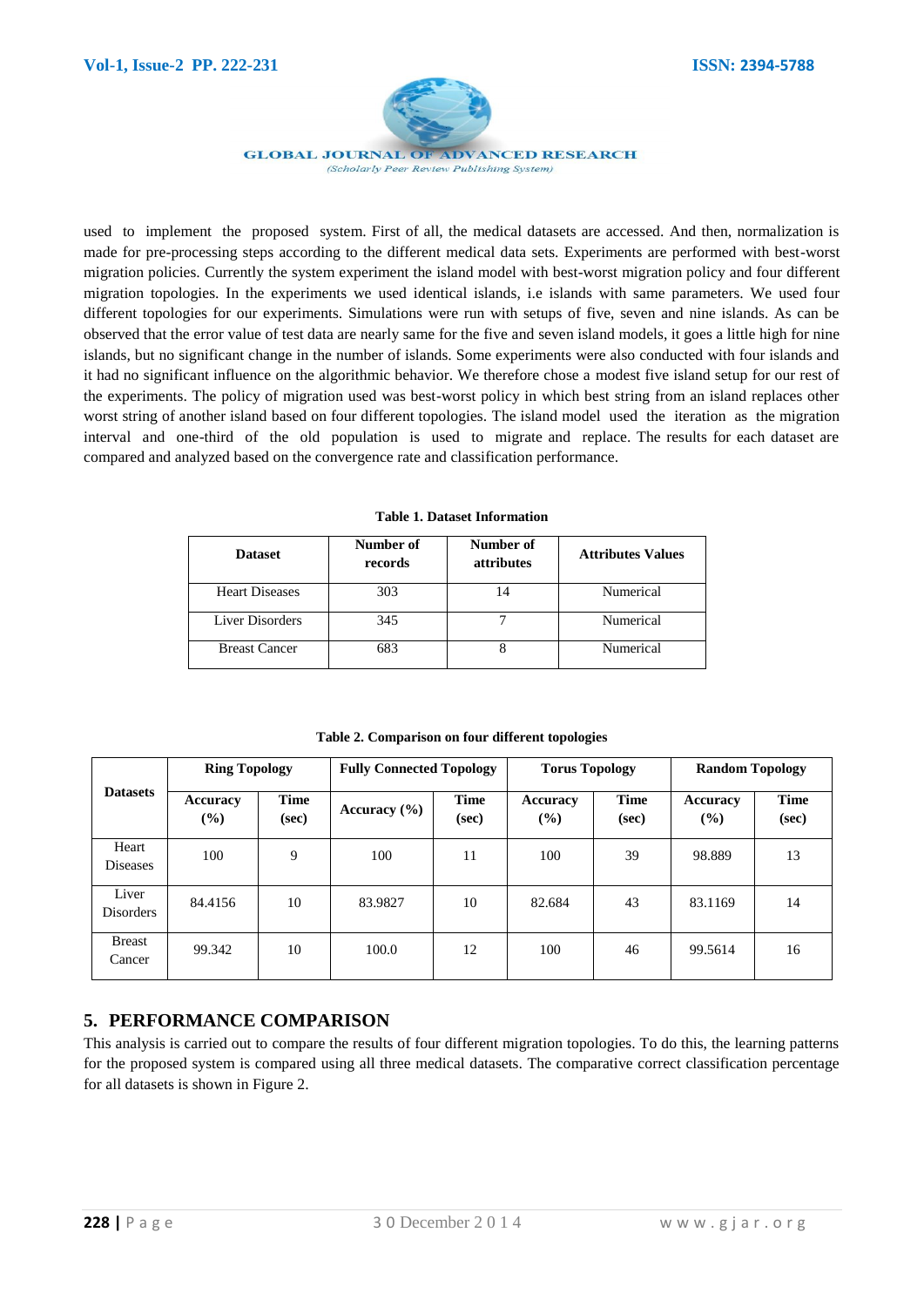used to implement the proposed system. First of all, the medical datasets are accessed. And then, normalization is made for pre-processing steps according to the different medical data sets. Experiments are performed with best-worst migration policies. Currently the system experiment the island model with best-worst migration policy and four different migration topologies. In the experiments we used identical islands, i.e islands with same parameters. We used four different topologies for our experiments. Simulations were run with setups of five, seven and nine islands. As can be observed that the error value of test data are nearly same for the five and seven island models, it goes a little high for nine islands, but no significant change in the number of islands. Some experiments were also conducted with four islands and it had no significant influence on the algorithmic behavior. We therefore chose a modest five island setup for our rest of the experiments. The policy of migration used was best-worst policy in which best string from an island replaces other worst string of another island based on four different topologies. The island model used the iteration as the migration interval and one-third of the old population is used to migrate and replace. The results for each dataset are compared and analyzed based on the convergence rate and classification performance.

**Table 1. Dataset Information**

| Dataset | Number of records | Number of attributes | Attributes Values |
|---|---|---|---|
| Heart Diseases | 303 | 14 | Numerical |
| Liver Disorders | 345 | 7 | Numerical |
| Breast Cancer | 683 | 8 | Numerical |

**Table 2. Comparison on four different topologies**

| Datasets | Ring Topology | | Fully Connected Topology | | Torus Topology | | Random Topology | |
|---|---|---|---|---|---|---|---|---|
| | Accuracy (%) | Time (sec) | Accuracy (%) | Time (sec) | Accuracy (%) | Time (sec) | Accuracy (%) | Time (sec) |
| Heart Diseases | 100 | 9 | 100 | 11 | 100 | 39 | 98.889 | 13 |
| Liver Disorders | 84.4156 | 10 | 83.9827 | 10 | 82.684 | 43 | 83.1169 | 14 |
| Breast Cancer | 99.342 | 10 | 100.0 | 12 | 100 | 46 | 99.5614 | 16 |

## 5. PERFORMANCE COMPARISON

This analysis is carried out to compare the results of four different migration topologies. To do this, the learning patterns for the proposed system is compared using all three medical datasets. The comparative correct classification percentage for all datasets is shown in Figure 2.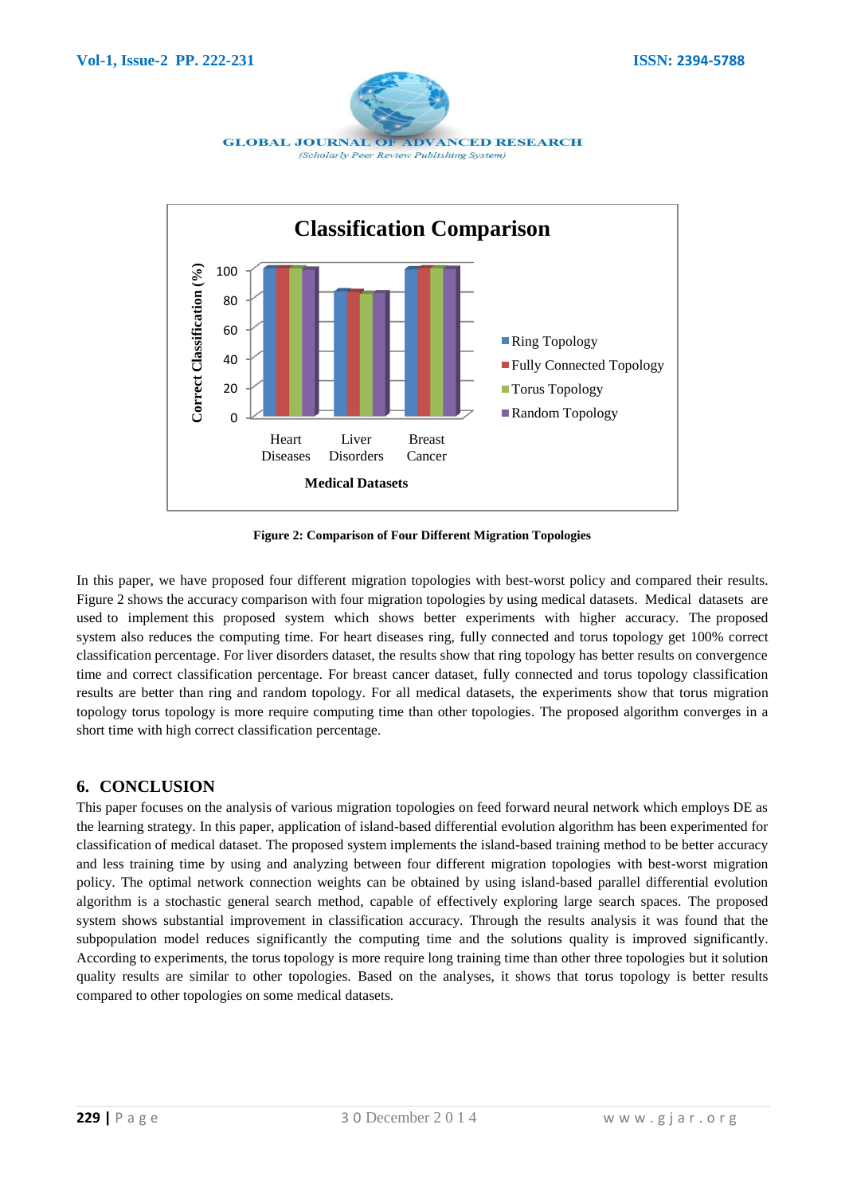Classification Comparison

Correct Classification (%)

100
80
60
40
20
0

Heart Diseases
Liver Disorders
Breast Cancer

Medical Datasets

Ring Topology
Fully Connected Topology
Torus Topology
Random Topology

**Figure 2: Comparison of Four Different Migration Topologies**

In this paper, we have proposed four different migration topologies with best-worst policy and compared their results. Figure 2 shows the accuracy comparison with four migration topologies by using medical datasets. Medical datasets are used to implement this proposed system which shows better experiments with higher accuracy. The proposed system also reduces the computing time. For heart diseases ring, fully connected and torus topology get 100% correct classification percentage. For liver disorders dataset, the results show that ring topology has better results on convergence time and correct classification percentage. For breast cancer dataset, fully connected and torus topology classification results are better than ring and random topology. For all medical datasets, the experiments show that torus migration topology torus topology is more require computing time than other topologies. The proposed algorithm converges in a short time with high correct classification percentage.

## 6. CONCLUSION

This paper focuses on the analysis of various migration topologies on feed forward neural network which employs DE as the learning strategy. In this paper, application of island-based differential evolution algorithm has been experimented for classification of medical dataset. The proposed system implements the island-based training method to be better accuracy and less training time by using and analyzing between four different migration topologies with best-worst migration policy. The optimal network connection weights can be obtained by using island-based parallel differential evolution algorithm is a stochastic general search method, capable of effectively exploring large search spaces. The proposed system shows substantial improvement in classification accuracy. Through the results analysis it was found that the subpopulation model reduces significantly the computing time and the solutions quality is improved significantly. According to experiments, the torus topology is more require long training time than other three topologies but it solution quality results are similar to other topologies. Based on the analyses, it shows that torus topology is better results compared to other topologies on some medical datasets.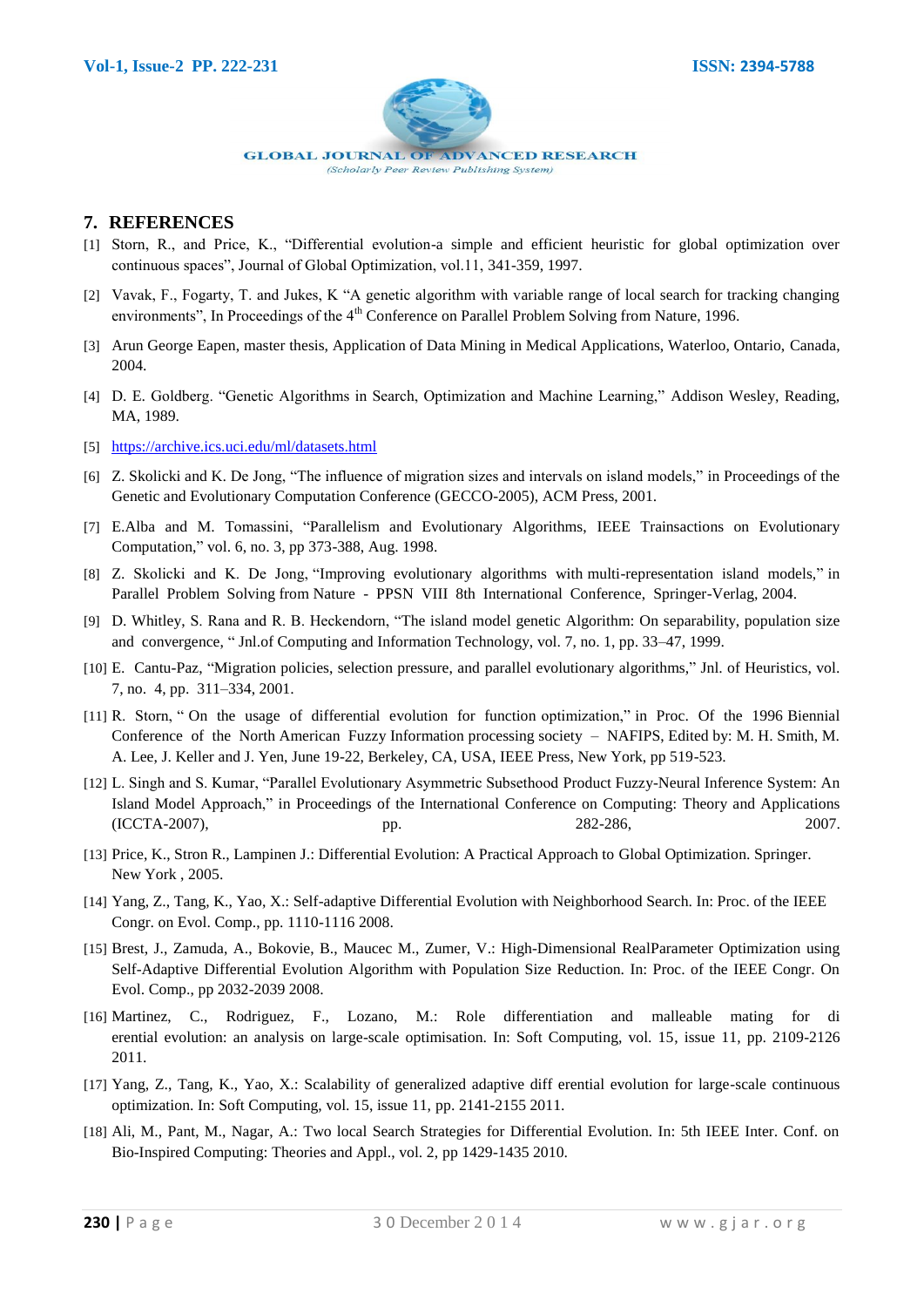## 7. REFERENCES

[1] Storn, R., and Price, K., "Differential evolution-a simple and efficient heuristic for global optimization over continuous spaces", Journal of Global Optimization, vol.11, 341-359, 1997.

[2] Vavak, F., Fogarty, T. and Jukes, K "A genetic algorithm with variable range of local search for tracking changing environments", In Proceedings of the 4th Conference on Parallel Problem Solving from Nature, 1996.

[3] Arun George Eapen, master thesis, Application of Data Mining in Medical Applications, Waterloo, Ontario, Canada, 2004.

[4] D. E. Goldberg. "Genetic Algorithms in Search, Optimization and Machine Learning," Addison Wesley, Reading, MA, 1989.

[5] https://archive.ics.uci.edu/ml/datasets.html

[6] Z. Skolicki and K. De Jong, "The influence of migration sizes and intervals on island models," in Proceedings of the Genetic and Evolutionary Computation Conference (GECCO-2005), ACM Press, 2001.

[7] E.Alba and M. Tomassini, "Parallelism and Evolutionary Algorithms, IEEE Trainsactions on Evolutionary Computation," vol. 6, no. 3, pp 373-388, Aug. 1998.

[8] Z. Skolicki and K. De Jong, "Improving evolutionary algorithms with multi-representation island models," in Parallel Problem Solving from Nature - PPSN VIII 8th International Conference, Springer-Verlag, 2004.

[9] D. Whitley, S. Rana and R. B. Heckendorn, "The island model genetic Algorithm: On separability, population size and convergence, " Jnl.of Computing and Information Technology, vol. 7, no. 1, pp. 33–47, 1999.

[10] E. Cantu-Paz, "Migration policies, selection pressure, and parallel evolutionary algorithms," Jnl. of Heuristics, vol. 7, no. 4, pp. 311–334, 2001.

[11] R. Storn, " On the usage of differential evolution for function optimization," in Proc. Of the 1996 Biennial Conference of the North American Fuzzy Information processing society – NAFIPS, Edited by: M. H. Smith, M. A. Lee, J. Keller and J. Yen, June 19-22, Berkeley, CA, USA, IEEE Press, New York, pp 519-523.

[12] L. Singh and S. Kumar, "Parallel Evolutionary Asymmetric Subsethood Product Fuzzy-Neural Inference System: An Island Model Approach," in Proceedings of the International Conference on Computing: Theory and Applications (ICCTA-2007), pp. 282-286, 2007.

[13] Price, K., Stron R., Lampinen J.: Differential Evolution: A Practical Approach to Global Optimization. Springer. New York , 2005.

[14] Yang, Z., Tang, K., Yao, X.: Self-adaptive Differential Evolution with Neighborhood Search. In: Proc. of the IEEE Congr. on Evol. Comp., pp. 1110-1116 2008.

[15] Brest, J., Zamuda, A., Bokovie, B., Maucec M., Zumer, V.: High-Dimensional RealParameter Optimization using Self-Adaptive Differential Evolution Algorithm with Population Size Reduction. In: Proc. of the IEEE Congr. On Evol. Comp., pp 2032-2039 2008.

[16] Martinez, C., Rodriguez, F., Lozano, M.: Role differentiation and malleable mating for di erential evolution: an analysis on large-scale optimisation. In: Soft Computing, vol. 15, issue 11, pp. 2109-2126 2011.

[17] Yang, Z., Tang, K., Yao, X.: Scalability of generalized adaptive diff erential evolution for large-scale continuous optimization. In: Soft Computing, vol. 15, issue 11, pp. 2141-2155 2011.

[18] Ali, M., Pant, M., Nagar, A.: Two local Search Strategies for Differential Evolution. In: 5th IEEE Inter. Conf. on Bio-Inspired Computing: Theories and Appl., vol. 2, pp 1429-1435 2010.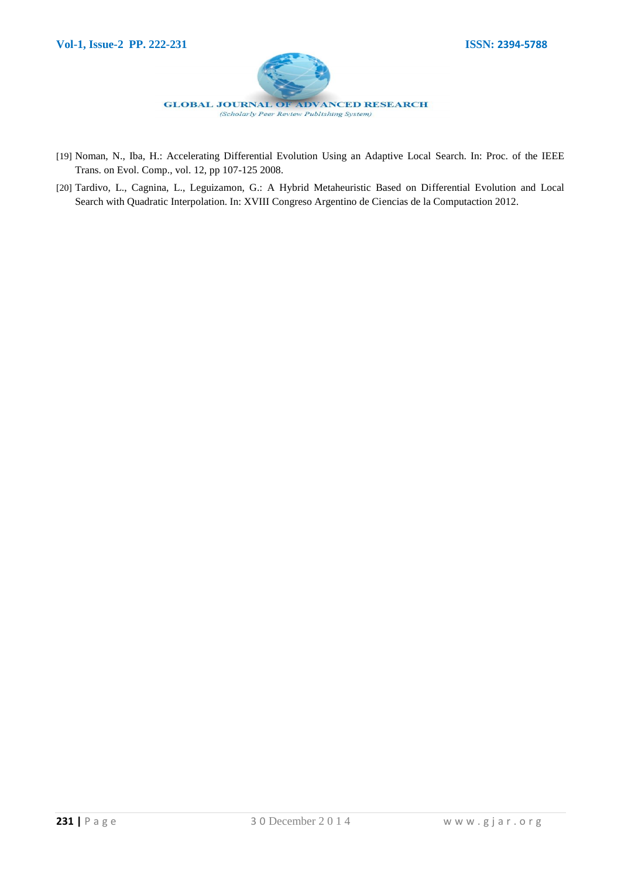[19] Noman, N., Iba, H.: Accelerating Differential Evolution Using an Adaptive Local Search. In: Proc. of the IEEE Trans. on Evol. Comp., vol. 12, pp 107-125 2008.

[20] Tardivo, L., Cagnina, L., Leguizamon, G.: A Hybrid Metaheuristic Based on Differential Evolution and Local Search with Quadratic Interpolation. In: XVIII Congreso Argentino de Ciencias de la Computaction 2012.